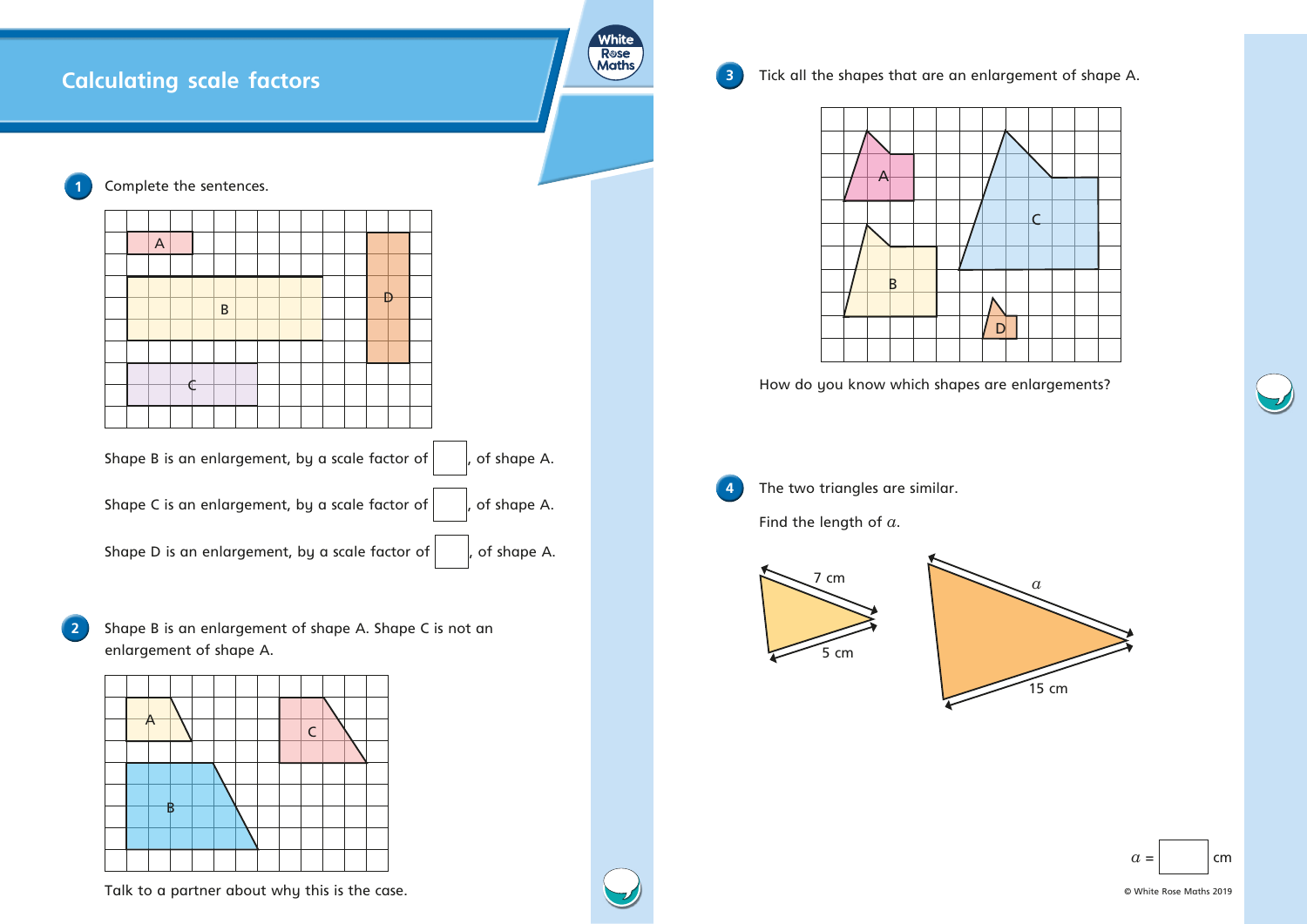# Calculating scale factors

**1** Complete the sentences.

Shape B is an enlargement, by a scale factor of ☐, of shape A.

Shape C is an enlargement, by a scale factor of ☐, of shape A.

Shape D is an enlargement, by a scale factor of ☐, of shape A.

**2** Shape B is an enlargement of shape A. Shape C is not an enlargement of shape A.

Talk to a partner about why this is the case.

**3** Tick all the shapes that are an enlargement of shape A.

How do you know which shapes are enlargements?

**4** The two triangles are similar.

Find the length of $a$.

7 cm

5 cm

$a$

15 cm

$a$ = ☐ cm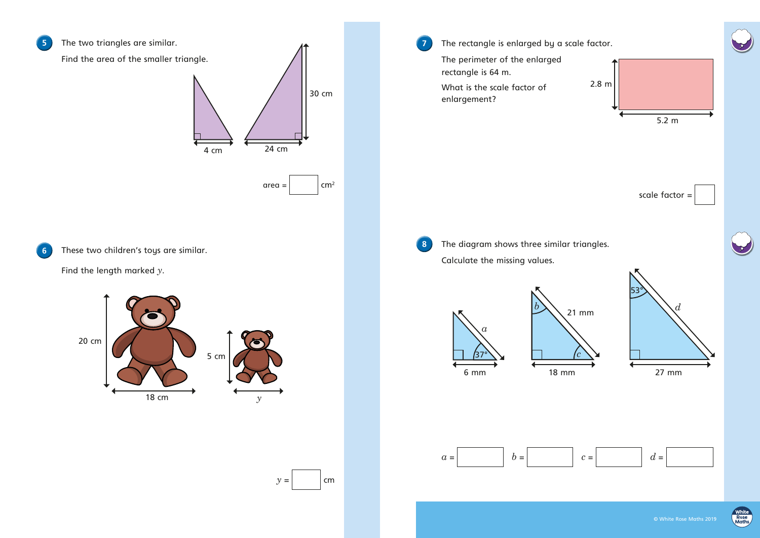**5** The two triangles are similar.

Find the area of the smaller triangle.

30 cm

4 cm

24 cm

area = ☐ cm²

**6** These two children's toys are similar.

Find the length marked $y$.

20 cm

18 cm

5 cm

$y$

$y$ = ☐ cm

**7** The rectangle is enlarged by a scale factor.

The perimeter of the enlarged rectangle is 64 m.

What is the scale factor of enlargement?

2.8 m

5.2 m

scale factor = ☐

**8** The diagram shows three similar triangles.

Calculate the missing values.

$a$

37°

6 mm

$b$

21 mm

$c$

18 mm

53°

$d$

27 mm

$a$ = ☐ $b$ = ☐ $c$ = ☐ $d$ = ☐

© White Rose Maths 2019